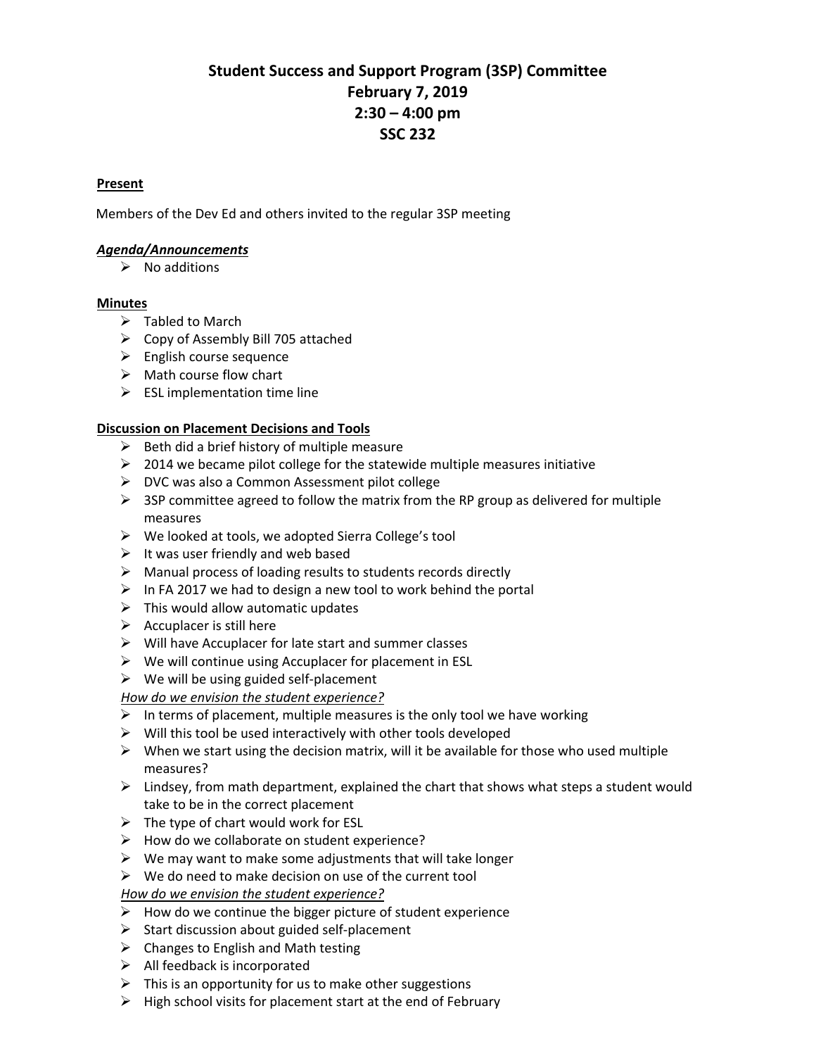# Student Success and Support Program (3SP) Committee
# February 7, 2019
# 2:30 – 4:00 pm
# SSC 232

**Present**

Members of the Dev Ed and others invited to the regular 3SP meeting

***Agenda/Announcements***

- No additions

**Minutes**

- Tabled to March
- Copy of Assembly Bill 705 attached
- English course sequence
- Math course flow chart
- ESL implementation time line

**Discussion on Placement Decisions and Tools**

- Beth did a brief history of multiple measure
- 2014 we became pilot college for the statewide multiple measures initiative
- DVC was also a Common Assessment pilot college
- 3SP committee agreed to follow the matrix from the RP group as delivered for multiple measures
- We looked at tools, we adopted Sierra College's tool
- It was user friendly and web based
- Manual process of loading results to students records directly
- In FA 2017 we had to design a new tool to work behind the portal
- This would allow automatic updates
- Accuplacer is still here
- Will have Accuplacer for late start and summer classes
- We will continue using Accuplacer for placement in ESL
- We will be using guided self-placement

*How do we envision the student experience?*

- In terms of placement, multiple measures is the only tool we have working
- Will this tool be used interactively with other tools developed
- When we start using the decision matrix, will it be available for those who used multiple measures?
- Lindsey, from math department, explained the chart that shows what steps a student would take to be in the correct placement
- The type of chart would work for ESL
- How do we collaborate on student experience?
- We may want to make some adjustments that will take longer
- We do need to make decision on use of the current tool

*How do we envision the student experience?*

- How do we continue the bigger picture of student experience
- Start discussion about guided self-placement
- Changes to English and Math testing
- All feedback is incorporated
- This is an opportunity for us to make other suggestions
- High school visits for placement start at the end of February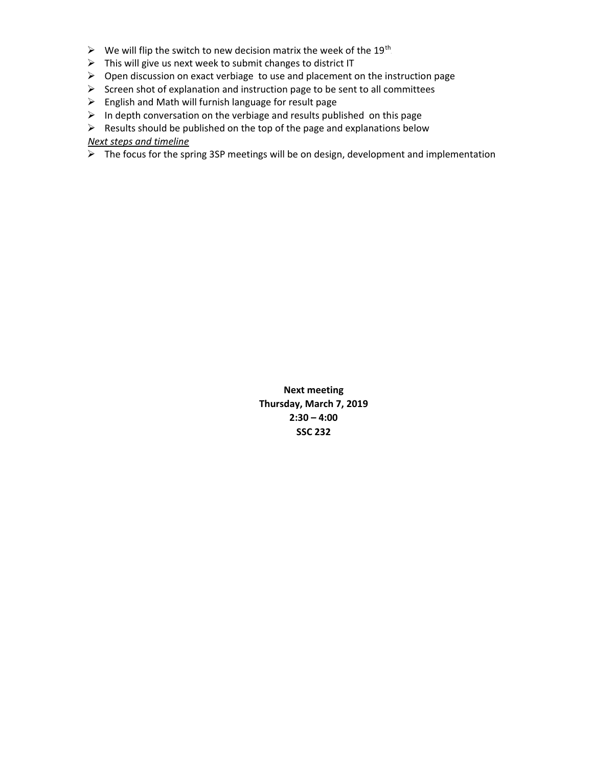- We will flip the switch to new decision matrix the week of the 19th.
- This will give us next week to submit changes to district IT
- Open discussion on exact verbiage to use and placement on the instruction page
- Screen shot of explanation and instruction page to be sent to all committees
- English and Math will furnish language for result page
- In depth conversation on the verbiage and results published on this page
- Results should be published on the top of the page and explanations below

*Next steps and timeline*

- The focus for the spring 3SP meetings will be on design, development and implementation

**Next meeting**
**Thursday, March 7, 2019**
**2:30 – 4:00**
**SSC 232**